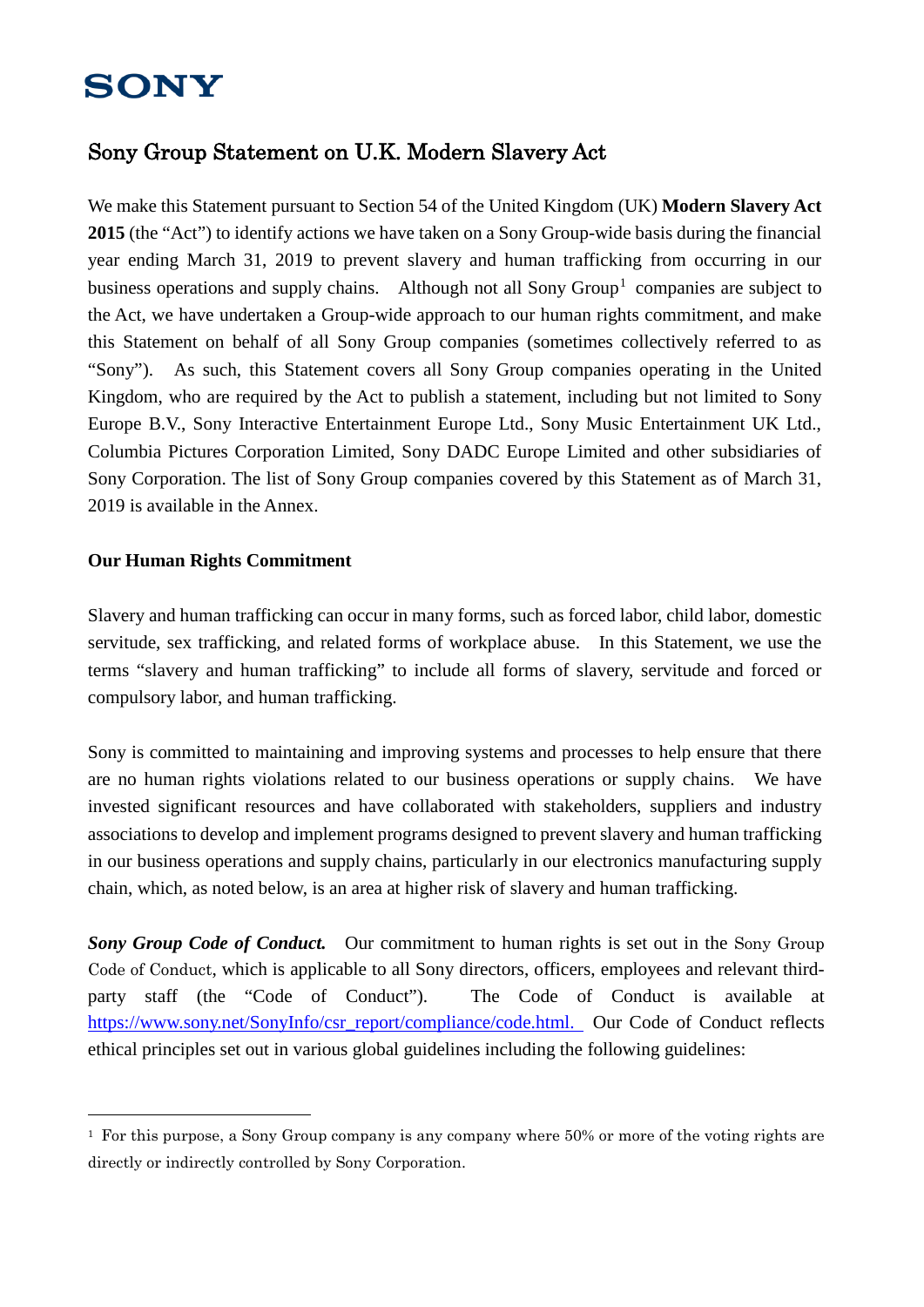SONY

# Sony Group Statement on U.K. Modern Slavery Act

We make this Statement pursuant to Section 54 of the United Kingdom (UK) **Modern Slavery Act 2015** (the "Act") to identify actions we have taken on a Sony Group-wide basis during the financial year ending March 31, 2019 to prevent slavery and human trafficking from occurring in our business operations and supply chains. Although not all Sony Group[1] companies are subject to the Act, we have undertaken a Group-wide approach to our human rights commitment, and make this Statement on behalf of all Sony Group companies (sometimes collectively referred to as "Sony"). As such, this Statement covers all Sony Group companies operating in the United Kingdom, who are required by the Act to publish a statement, including but not limited to Sony Europe B.V., Sony Interactive Entertainment Europe Ltd., Sony Music Entertainment UK Ltd., Columbia Pictures Corporation Limited, Sony DADC Europe Limited and other subsidiaries of Sony Corporation. The list of Sony Group companies covered by this Statement as of March 31, 2019 is available in the Annex.

## Our Human Rights Commitment

Slavery and human trafficking can occur in many forms, such as forced labor, child labor, domestic servitude, sex trafficking, and related forms of workplace abuse. In this Statement, we use the terms "slavery and human trafficking" to include all forms of slavery, servitude and forced or compulsory labor, and human trafficking.

Sony is committed to maintaining and improving systems and processes to help ensure that there are no human rights violations related to our business operations or supply chains. We have invested significant resources and have collaborated with stakeholders, suppliers and industry associations to develop and implement programs designed to prevent slavery and human trafficking in our business operations and supply chains, particularly in our electronics manufacturing supply chain, which, as noted below, is an area at higher risk of slavery and human trafficking.

***Sony Group Code of Conduct.*** Our commitment to human rights is set out in the Sony Group Code of Conduct, which is applicable to all Sony directors, officers, employees and relevant third-party staff (the "Code of Conduct"). The Code of Conduct is available at https://www.sony.net/SonyInfo/csr_report/compliance/code.html. Our Code of Conduct reflects ethical principles set out in various global guidelines including the following guidelines:

---

[1] For this purpose, a Sony Group company is any company where 50% or more of the voting rights are directly or indirectly controlled by Sony Corporation.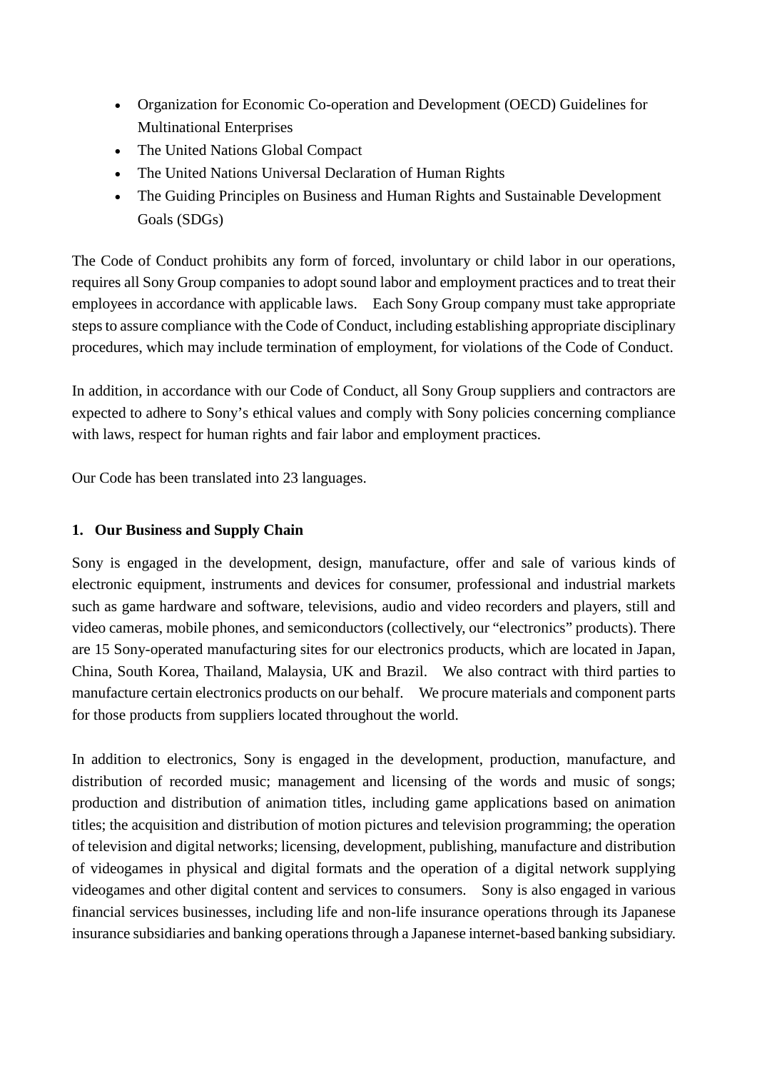- Organization for Economic Co-operation and Development (OECD) Guidelines for Multinational Enterprises
- The United Nations Global Compact
- The United Nations Universal Declaration of Human Rights
- The Guiding Principles on Business and Human Rights and Sustainable Development Goals (SDGs)

The Code of Conduct prohibits any form of forced, involuntary or child labor in our operations, requires all Sony Group companies to adopt sound labor and employment practices and to treat their employees in accordance with applicable laws. Each Sony Group company must take appropriate steps to assure compliance with the Code of Conduct, including establishing appropriate disciplinary procedures, which may include termination of employment, for violations of the Code of Conduct.

In addition, in accordance with our Code of Conduct, all Sony Group suppliers and contractors are expected to adhere to Sony's ethical values and comply with Sony policies concerning compliance with laws, respect for human rights and fair labor and employment practices.

Our Code has been translated into 23 languages.

**1. Our Business and Supply Chain**

Sony is engaged in the development, design, manufacture, offer and sale of various kinds of electronic equipment, instruments and devices for consumer, professional and industrial markets such as game hardware and software, televisions, audio and video recorders and players, still and video cameras, mobile phones, and semiconductors (collectively, our "electronics" products). There are 15 Sony-operated manufacturing sites for our electronics products, which are located in Japan, China, South Korea, Thailand, Malaysia, UK and Brazil. We also contract with third parties to manufacture certain electronics products on our behalf. We procure materials and component parts for those products from suppliers located throughout the world.

In addition to electronics, Sony is engaged in the development, production, manufacture, and distribution of recorded music; management and licensing of the words and music of songs; production and distribution of animation titles, including game applications based on animation titles; the acquisition and distribution of motion pictures and television programming; the operation of television and digital networks; licensing, development, publishing, manufacture and distribution of videogames in physical and digital formats and the operation of a digital network supplying videogames and other digital content and services to consumers. Sony is also engaged in various financial services businesses, including life and non-life insurance operations through its Japanese insurance subsidiaries and banking operations through a Japanese internet-based banking subsidiary.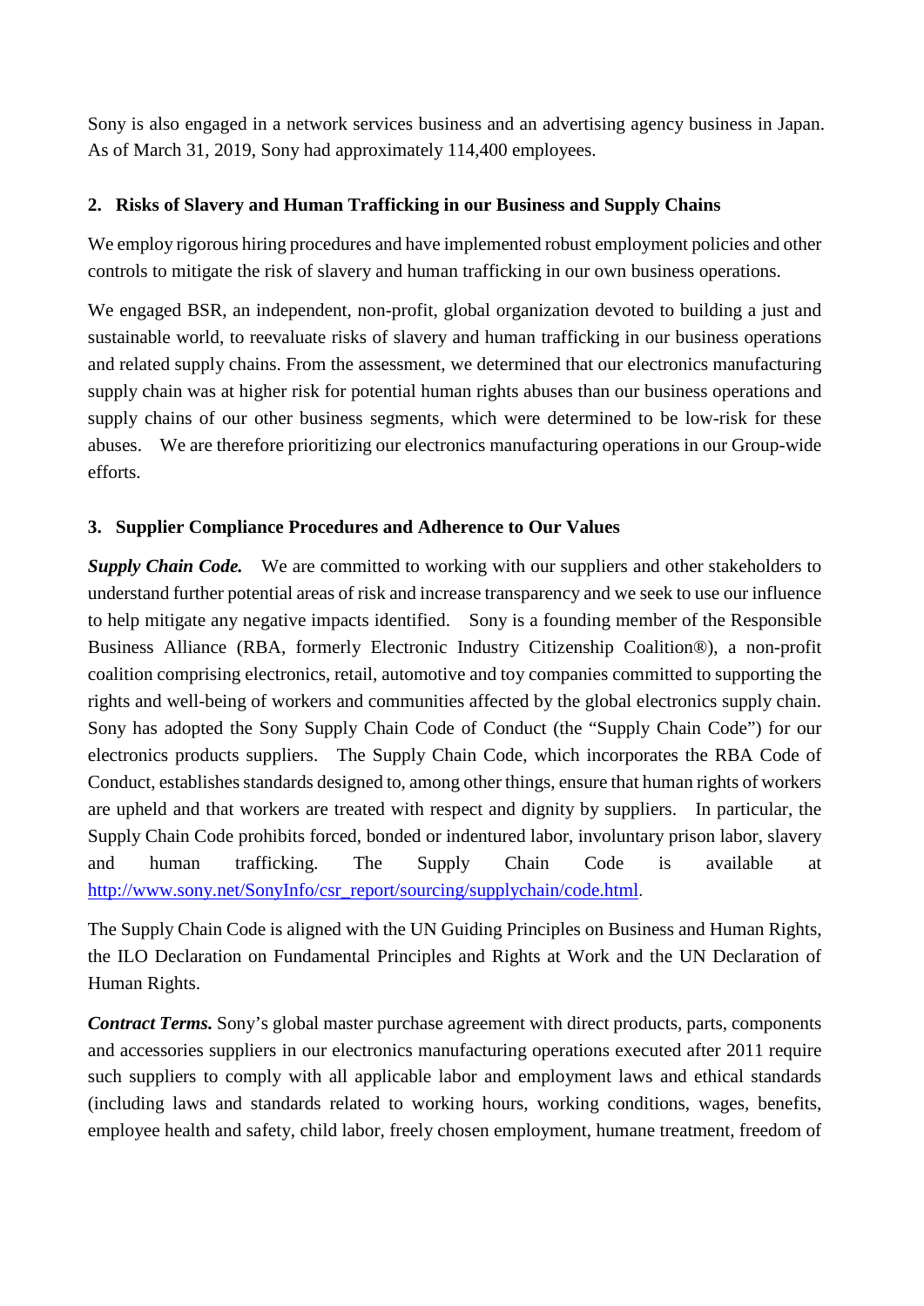Sony is also engaged in a network services business and an advertising agency business in Japan. As of March 31, 2019, Sony had approximately 114,400 employees.

## 2. Risks of Slavery and Human Trafficking in our Business and Supply Chains

We employ rigorous hiring procedures and have implemented robust employment policies and other controls to mitigate the risk of slavery and human trafficking in our own business operations.

We engaged BSR, an independent, non-profit, global organization devoted to building a just and sustainable world, to reevaluate risks of slavery and human trafficking in our business operations and related supply chains. From the assessment, we determined that our electronics manufacturing supply chain was at higher risk for potential human rights abuses than our business operations and supply chains of our other business segments, which were determined to be low-risk for these abuses. We are therefore prioritizing our electronics manufacturing operations in our Group-wide efforts.

## 3. Supplier Compliance Procedures and Adherence to Our Values

***Supply Chain Code.*** We are committed to working with our suppliers and other stakeholders to understand further potential areas of risk and increase transparency and we seek to use our influence to help mitigate any negative impacts identified. Sony is a founding member of the Responsible Business Alliance (RBA, formerly Electronic Industry Citizenship Coalition®), a non-profit coalition comprising electronics, retail, automotive and toy companies committed to supporting the rights and well-being of workers and communities affected by the global electronics supply chain. Sony has adopted the Sony Supply Chain Code of Conduct (the "Supply Chain Code") for our electronics products suppliers. The Supply Chain Code, which incorporates the RBA Code of Conduct, establishes standards designed to, among other things, ensure that human rights of workers are upheld and that workers are treated with respect and dignity by suppliers. In particular, the Supply Chain Code prohibits forced, bonded or indentured labor, involuntary prison labor, slavery and human trafficking. The Supply Chain Code is available at http://www.sony.net/SonyInfo/csr_report/sourcing/supplychain/code.html.

The Supply Chain Code is aligned with the UN Guiding Principles on Business and Human Rights, the ILO Declaration on Fundamental Principles and Rights at Work and the UN Declaration of Human Rights.

***Contract Terms.*** Sony's global master purchase agreement with direct products, parts, components and accessories suppliers in our electronics manufacturing operations executed after 2011 require such suppliers to comply with all applicable labor and employment laws and ethical standards (including laws and standards related to working hours, working conditions, wages, benefits, employee health and safety, child labor, freely chosen employment, humane treatment, freedom of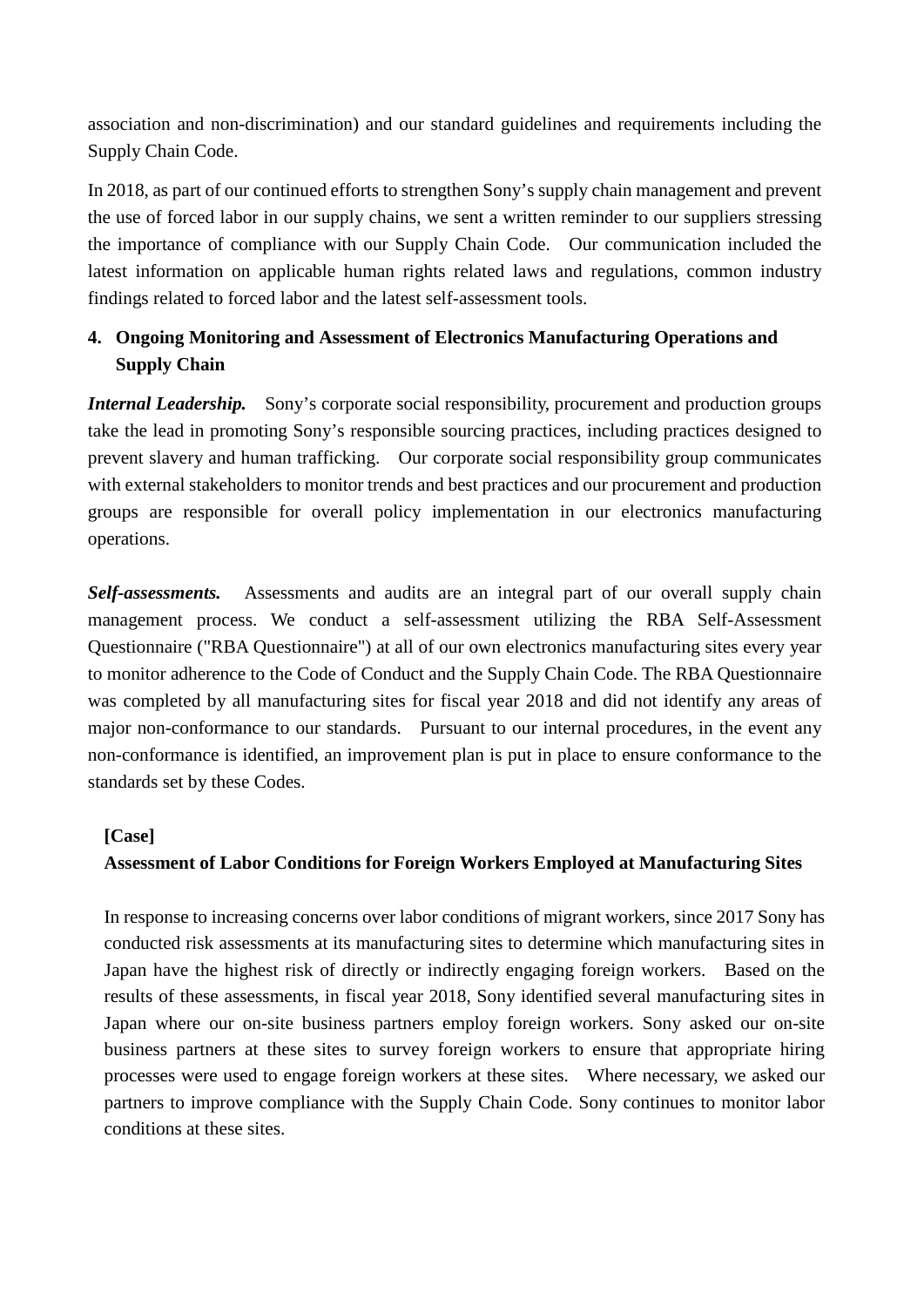association and non-discrimination) and our standard guidelines and requirements including the Supply Chain Code.

In 2018, as part of our continued efforts to strengthen Sony's supply chain management and prevent the use of forced labor in our supply chains, we sent a written reminder to our suppliers stressing the importance of compliance with our Supply Chain Code. Our communication included the latest information on applicable human rights related laws and regulations, common industry findings related to forced labor and the latest self-assessment tools.

## 4. Ongoing Monitoring and Assessment of Electronics Manufacturing Operations and Supply Chain

***Internal Leadership.*** Sony's corporate social responsibility, procurement and production groups take the lead in promoting Sony's responsible sourcing practices, including practices designed to prevent slavery and human trafficking. Our corporate social responsibility group communicates with external stakeholders to monitor trends and best practices and our procurement and production groups are responsible for overall policy implementation in our electronics manufacturing operations.

***Self-assessments.*** Assessments and audits are an integral part of our overall supply chain management process. We conduct a self-assessment utilizing the RBA Self-Assessment Questionnaire ("RBA Questionnaire") at all of our own electronics manufacturing sites every year to monitor adherence to the Code of Conduct and the Supply Chain Code. The RBA Questionnaire was completed by all manufacturing sites for fiscal year 2018 and did not identify any areas of major non-conformance to our standards. Pursuant to our internal procedures, in the event any non-conformance is identified, an improvement plan is put in place to ensure conformance to the standards set by these Codes.

**[Case]**

**Assessment of Labor Conditions for Foreign Workers Employed at Manufacturing Sites**

In response to increasing concerns over labor conditions of migrant workers, since 2017 Sony has conducted risk assessments at its manufacturing sites to determine which manufacturing sites in Japan have the highest risk of directly or indirectly engaging foreign workers. Based on the results of these assessments, in fiscal year 2018, Sony identified several manufacturing sites in Japan where our on-site business partners employ foreign workers. Sony asked our on-site business partners at these sites to survey foreign workers to ensure that appropriate hiring processes were used to engage foreign workers at these sites. Where necessary, we asked our partners to improve compliance with the Supply Chain Code. Sony continues to monitor labor conditions at these sites.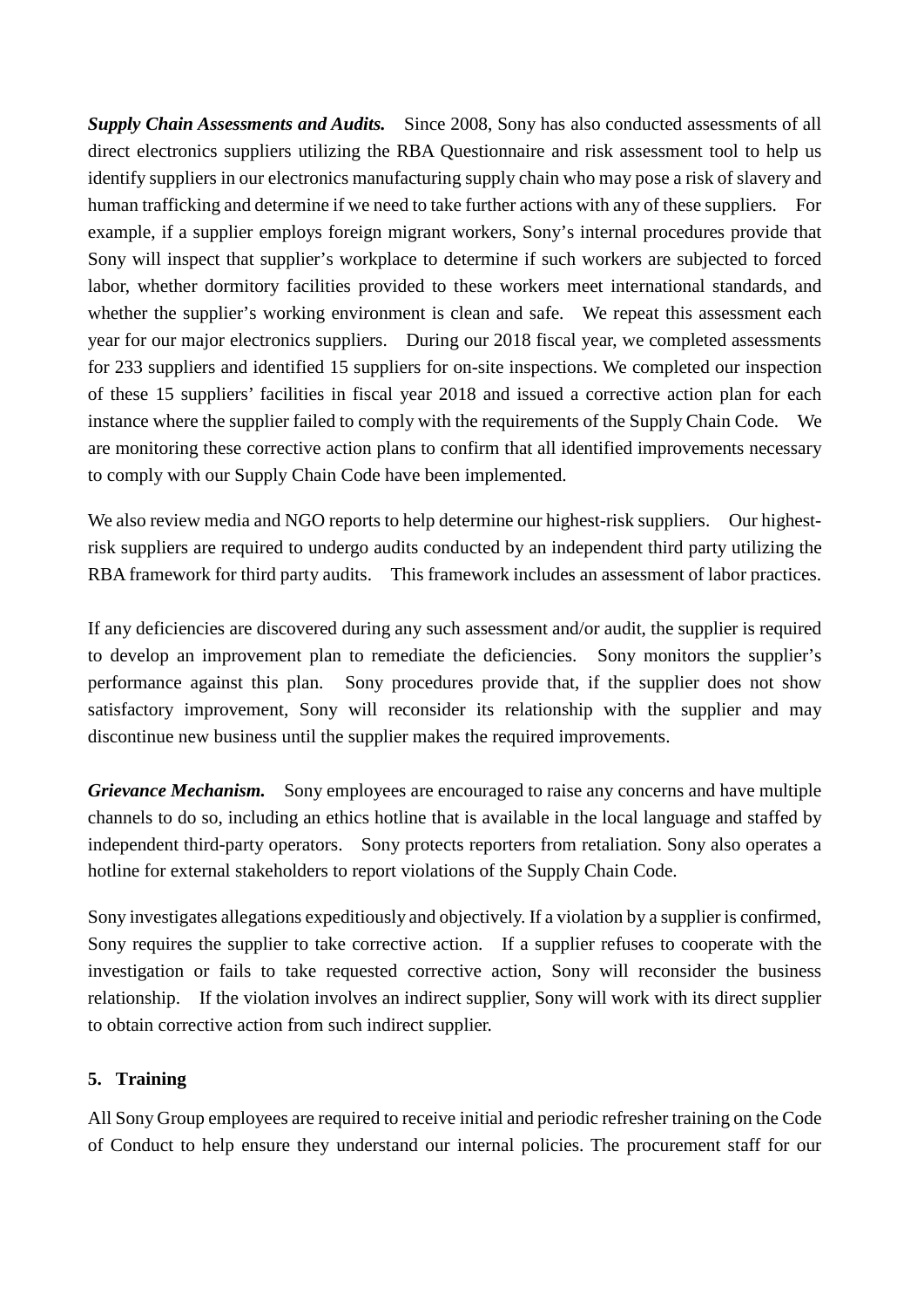***Supply Chain Assessments and Audits.*** Since 2008, Sony has also conducted assessments of all direct electronics suppliers utilizing the RBA Questionnaire and risk assessment tool to help us identify suppliers in our electronics manufacturing supply chain who may pose a risk of slavery and human trafficking and determine if we need to take further actions with any of these suppliers. For example, if a supplier employs foreign migrant workers, Sony's internal procedures provide that Sony will inspect that supplier's workplace to determine if such workers are subjected to forced labor, whether dormitory facilities provided to these workers meet international standards, and whether the supplier's working environment is clean and safe. We repeat this assessment each year for our major electronics suppliers. During our 2018 fiscal year, we completed assessments for 233 suppliers and identified 15 suppliers for on-site inspections. We completed our inspection of these 15 suppliers' facilities in fiscal year 2018 and issued a corrective action plan for each instance where the supplier failed to comply with the requirements of the Supply Chain Code. We are monitoring these corrective action plans to confirm that all identified improvements necessary to comply with our Supply Chain Code have been implemented.

We also review media and NGO reports to help determine our highest-risk suppliers. Our highest-risk suppliers are required to undergo audits conducted by an independent third party utilizing the RBA framework for third party audits. This framework includes an assessment of labor practices.

If any deficiencies are discovered during any such assessment and/or audit, the supplier is required to develop an improvement plan to remediate the deficiencies. Sony monitors the supplier's performance against this plan. Sony procedures provide that, if the supplier does not show satisfactory improvement, Sony will reconsider its relationship with the supplier and may discontinue new business until the supplier makes the required improvements.

***Grievance Mechanism.*** Sony employees are encouraged to raise any concerns and have multiple channels to do so, including an ethics hotline that is available in the local language and staffed by independent third-party operators. Sony protects reporters from retaliation. Sony also operates a hotline for external stakeholders to report violations of the Supply Chain Code.

Sony investigates allegations expeditiously and objectively. If a violation by a supplier is confirmed, Sony requires the supplier to take corrective action. If a supplier refuses to cooperate with the investigation or fails to take requested corrective action, Sony will reconsider the business relationship. If the violation involves an indirect supplier, Sony will work with its direct supplier to obtain corrective action from such indirect supplier.

## 5. Training

All Sony Group employees are required to receive initial and periodic refresher training on the Code of Conduct to help ensure they understand our internal policies. The procurement staff for our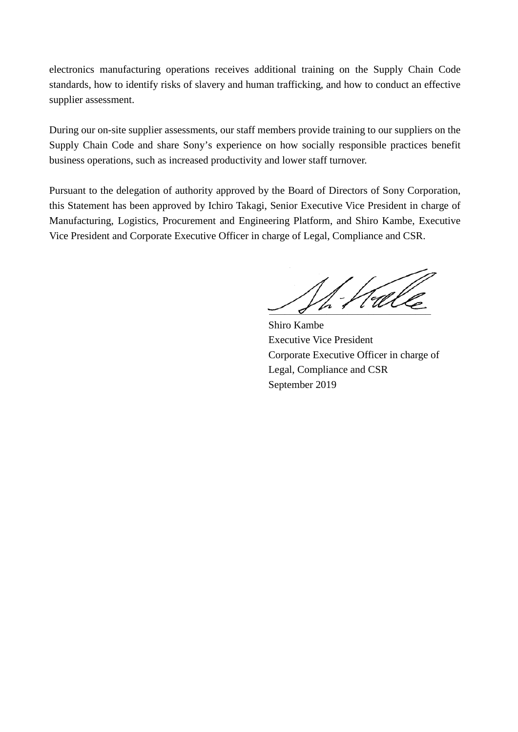electronics manufacturing operations receives additional training on the Supply Chain Code standards, how to identify risks of slavery and human trafficking, and how to conduct an effective supplier assessment.

During our on-site supplier assessments, our staff members provide training to our suppliers on the Supply Chain Code and share Sony's experience on how socially responsible practices benefit business operations, such as increased productivity and lower staff turnover.

Pursuant to the delegation of authority approved by the Board of Directors of Sony Corporation, this Statement has been approved by Ichiro Takagi, Senior Executive Vice President in charge of Manufacturing, Logistics, Procurement and Engineering Platform, and Shiro Kambe, Executive Vice President and Corporate Executive Officer in charge of Legal, Compliance and CSR.

Shiro Kambe
Executive Vice President
Corporate Executive Officer in charge of
Legal, Compliance and CSR
September 2019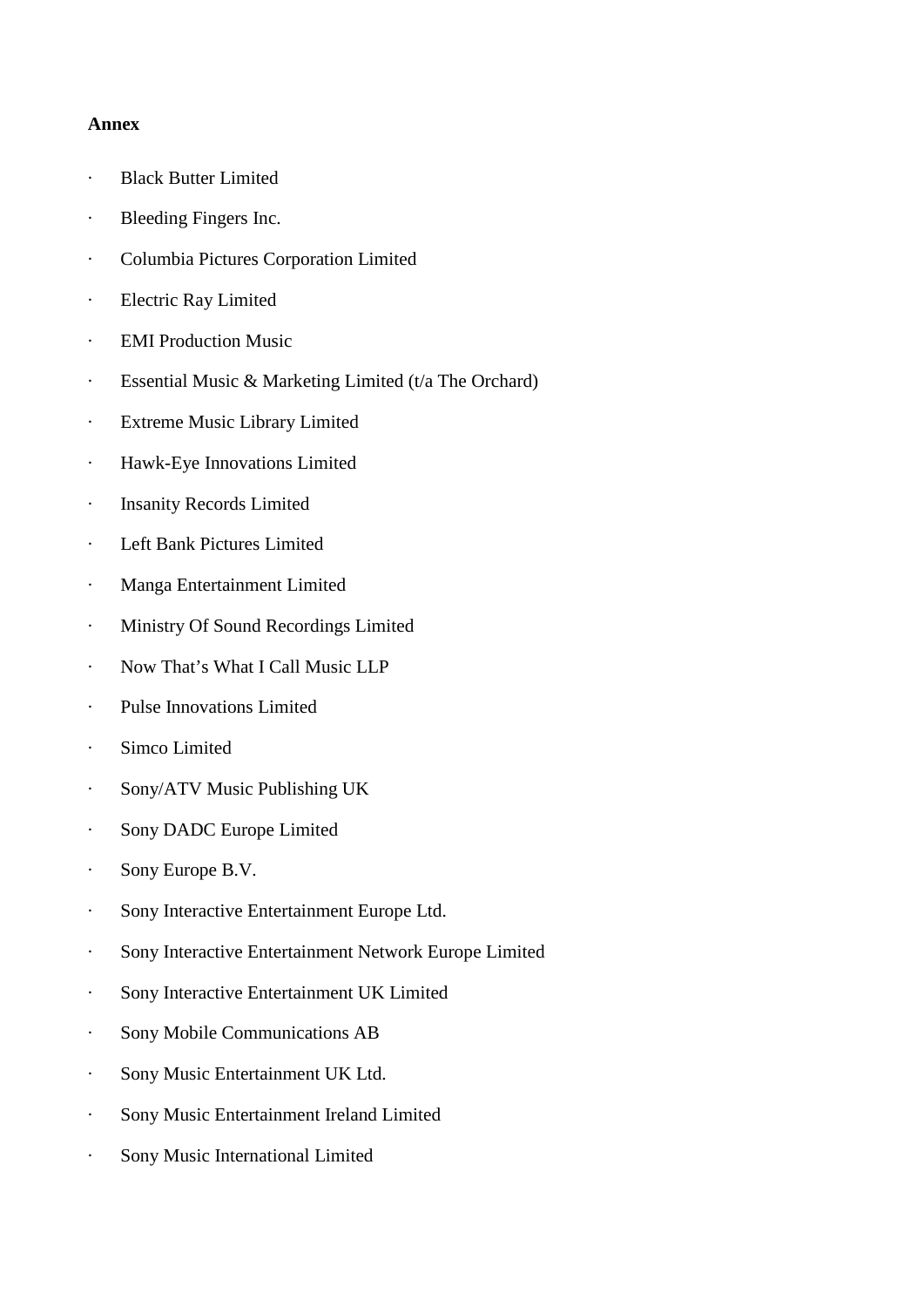**Annex**

- Black Butter Limited
- Bleeding Fingers Inc.
- Columbia Pictures Corporation Limited
- Electric Ray Limited
- EMI Production Music
- Essential Music & Marketing Limited (t/a The Orchard)
- Extreme Music Library Limited
- Hawk-Eye Innovations Limited
- Insanity Records Limited
- Left Bank Pictures Limited
- Manga Entertainment Limited
- Ministry Of Sound Recordings Limited
- Now That's What I Call Music LLP
- Pulse Innovations Limited
- Simco Limited
- Sony/ATV Music Publishing UK
- Sony DADC Europe Limited
- Sony Europe B.V.
- Sony Interactive Entertainment Europe Ltd.
- Sony Interactive Entertainment Network Europe Limited
- Sony Interactive Entertainment UK Limited
- Sony Mobile Communications AB
- Sony Music Entertainment UK Ltd.
- Sony Music Entertainment Ireland Limited
- Sony Music International Limited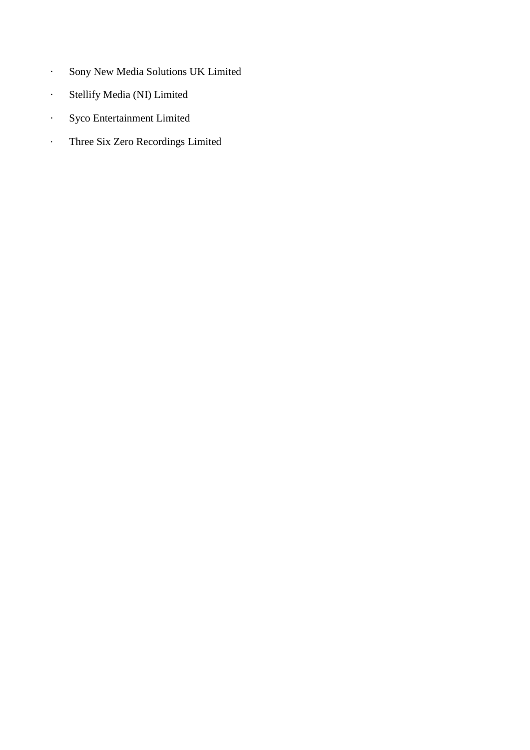- Sony New Media Solutions UK Limited
- Stellify Media (NI) Limited
- Syco Entertainment Limited
- Three Six Zero Recordings Limited